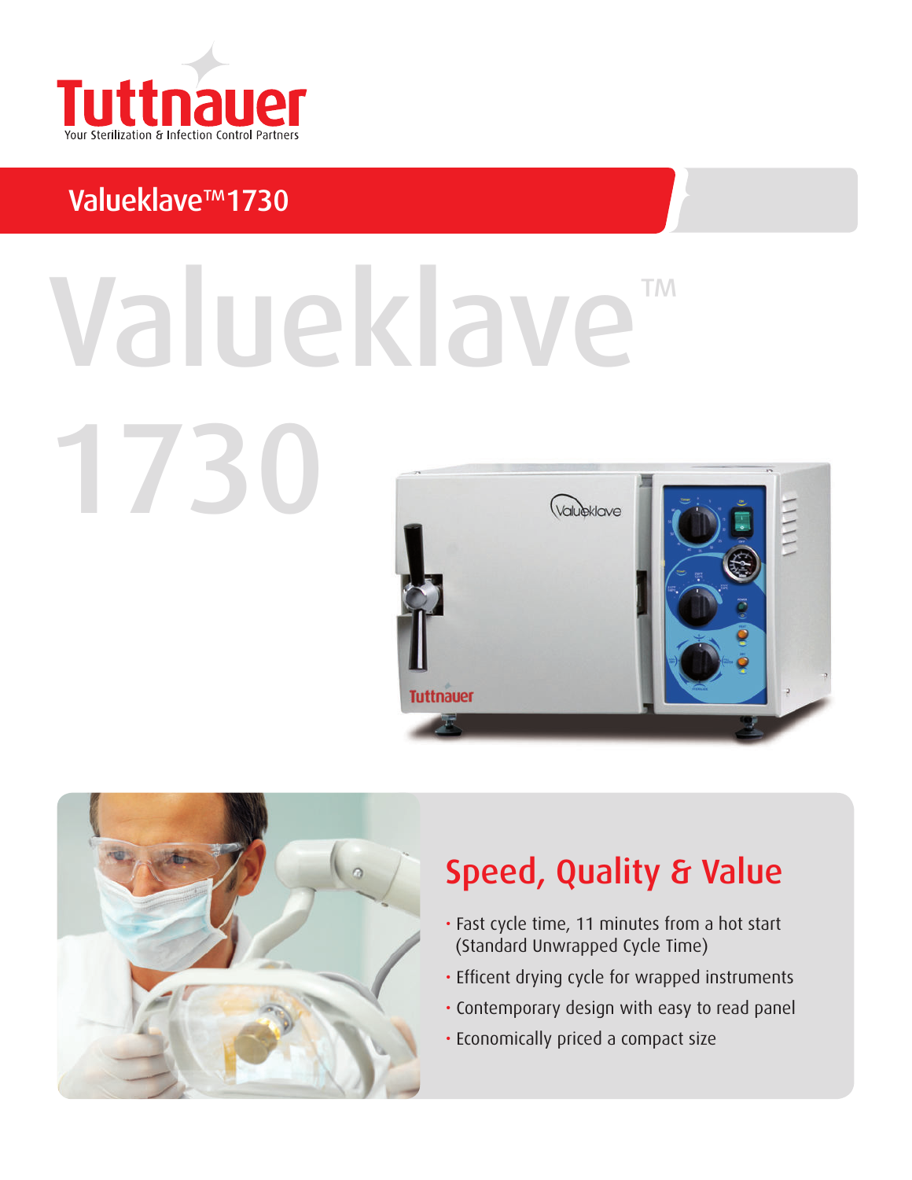Tuttnauer

Your Sterilization & Infection Control Partners

# Valueklave™ 1730

Valueklave™ 1730

## Speed, Quality & Value

- Fast cycle time, 11 minutes from a hot start (Standard Unwrapped Cycle Time)
- Efficent drying cycle for wrapped instruments
- Contemporary design with easy to read panel
- Economically priced a compact size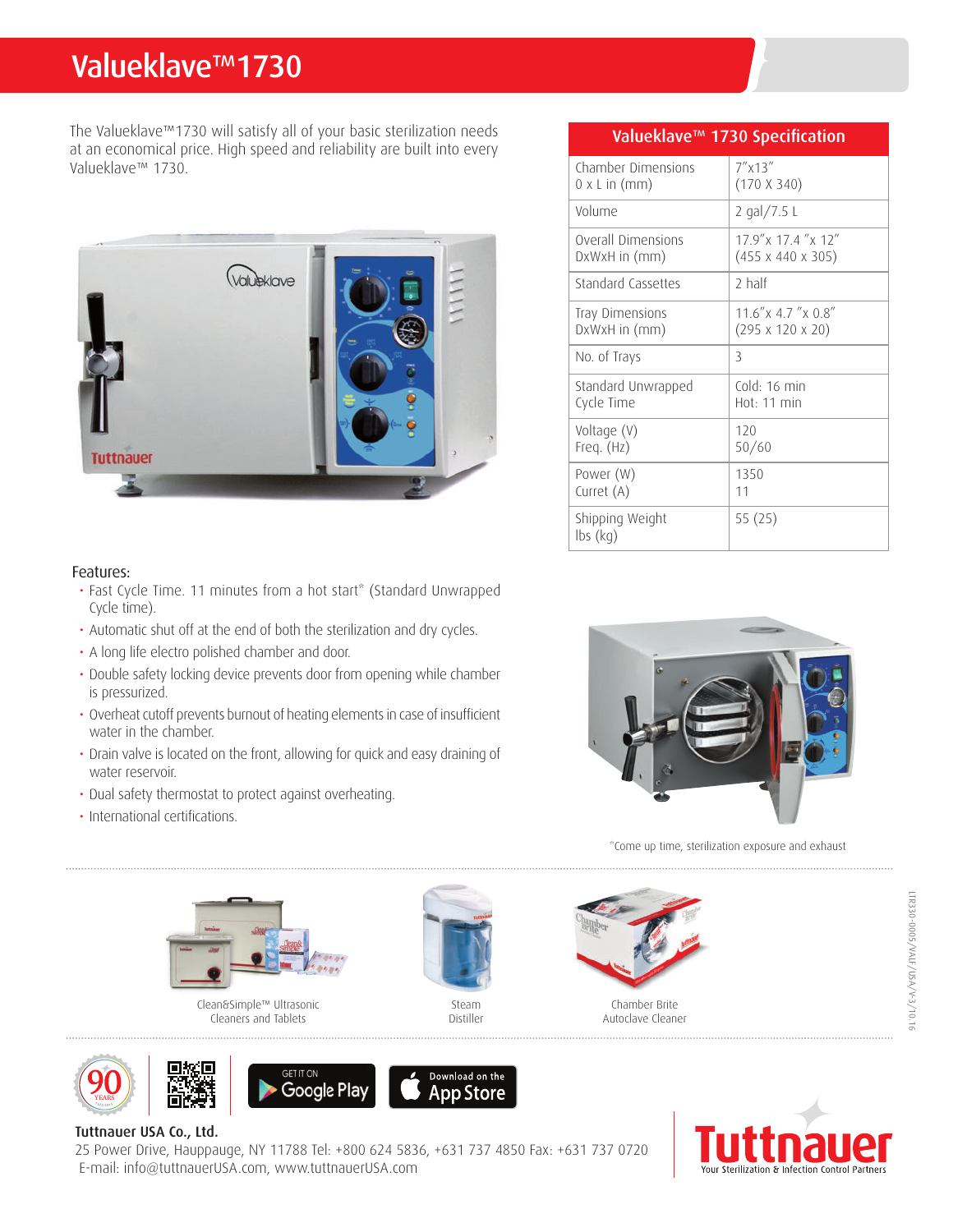# Valueklave™1730

The Valueklave™1730 will satisfy all of your basic sterilization needs at an economical price. High speed and reliability are built into every Valueklave™ 1730.

| Valueklave™ 1730 Specification | |
|---|---|
| Chamber Dimensions 0 x L in (mm) | 7"x13" (170 X 340) |
| Volume | 2 gal/7.5 L |
| Overall Dimensions DxWxH in (mm) | 17.9"x 17.4 "x 12" (455 x 440 x 305) |
| Standard Cassettes | 2 half |
| Tray Dimensions DxWxH in (mm) | 11.6"x 4.7 "x 0.8" (295 x 120 x 20) |
| No. of Trays | 3 |
| Standard Unwrapped Cycle Time | Cold: 16 min Hot: 11 min |
| Voltage (V) Freq. (Hz) | 120 50/60 |
| Power (W) Curret (A) | 1350 11 |
| Shipping Weight lbs (kg) | 55 (25) |

Features:

- Fast Cycle Time. 11 minutes from a hot start* (Standard Unwrapped Cycle time).
- Automatic shut off at the end of both the sterilization and dry cycles.
- A long life electro polished chamber and door.
- Double safety locking device prevents door from opening while chamber is pressurized.
- Overheat cutoff prevents burnout of heating elements in case of insufficient water in the chamber.
- Drain valve is located on the front, allowing for quick and easy draining of water reservoir.
- Dual safety thermostat to protect against overheating.
- International certifications.

*Come up time, sterilization exposure and exhaust

Clean&Simple™ Ultrasonic Cleaners and Tablets

Steam Distiller

Chamber Brite Autoclave Cleaner

LTR330-0005/VALF/USA/V-3/10.16

GET IT ON Google Play

Download on the App Store

**Tuttnauer USA Co., Ltd.**

25 Power Drive, Hauppauge, NY 11788 Tel: +800 624 5836, +631 737 4850 Fax: +631 737 0720

E-mail: info@tuttnauerUSA.com, www.tuttnauerUSA.com

Tuttnauer

Your Sterilization & Infection Control Partners